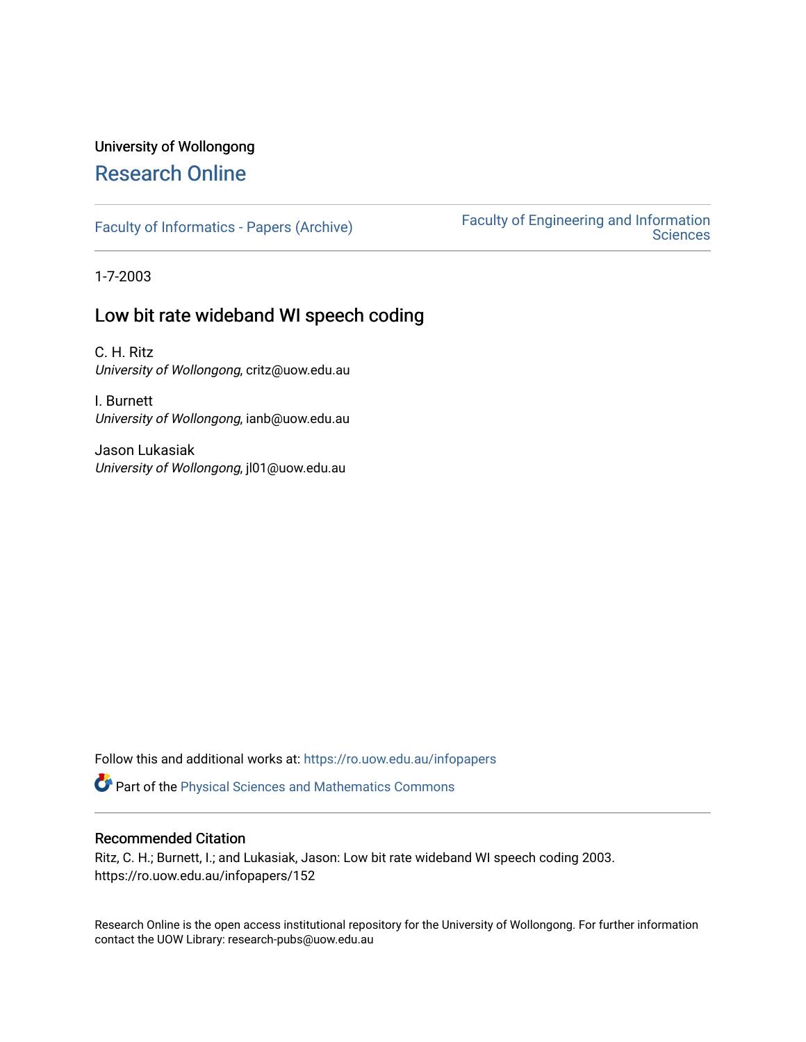University of Wollongong

# Research Online

Faculty of Informatics - Papers (Archive) | Faculty of Engineering and Information Sciences

1-7-2003

## Low bit rate wideband WI speech coding

C. H. Ritz
*University of Wollongong*, critz@uow.edu.au

I. Burnett
*University of Wollongong*, ianb@uow.edu.au

Jason Lukasiak
*University of Wollongong*, jl01@uow.edu.au

Follow this and additional works at: https://ro.uow.edu.au/infopapers

Part of the Physical Sciences and Mathematics Commons

### Recommended Citation

Ritz, C. H.; Burnett, I.; and Lukasiak, Jason: Low bit rate wideband WI speech coding 2003.
https://ro.uow.edu.au/infopapers/152

Research Online is the open access institutional repository for the University of Wollongong. For further information contact the UOW Library: research-pubs@uow.edu.au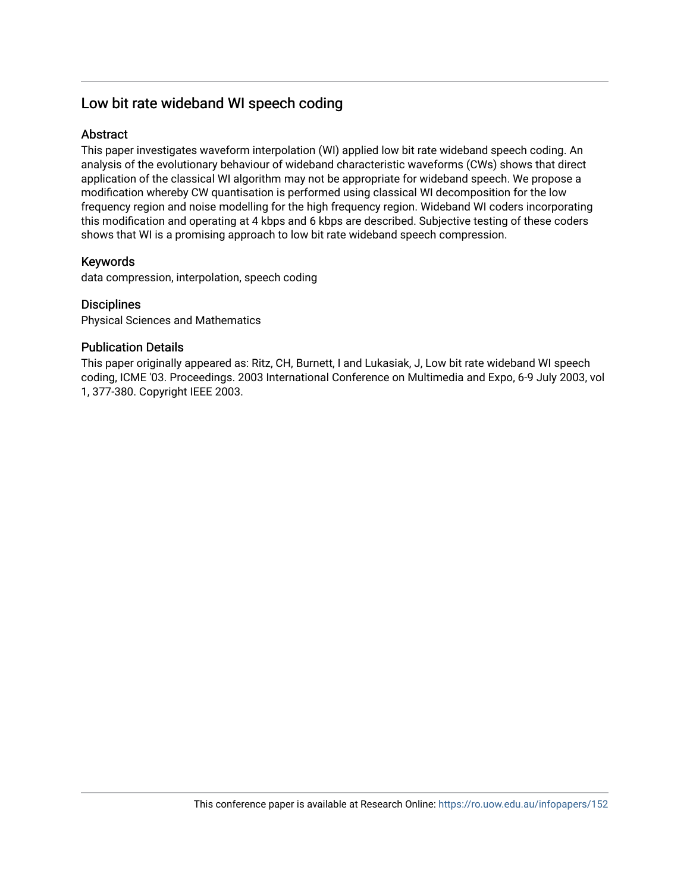## Low bit rate wideband WI speech coding

### Abstract

This paper investigates waveform interpolation (WI) applied low bit rate wideband speech coding. An analysis of the evolutionary behaviour of wideband characteristic waveforms (CWs) shows that direct application of the classical WI algorithm may not be appropriate for wideband speech. We propose a modification whereby CW quantisation is performed using classical WI decomposition for the low frequency region and noise modelling for the high frequency region. Wideband WI coders incorporating this modification and operating at 4 kbps and 6 kbps are described. Subjective testing of these coders shows that WI is a promising approach to low bit rate wideband speech compression.

### Keywords

data compression, interpolation, speech coding

### Disciplines

Physical Sciences and Mathematics

### Publication Details

This paper originally appeared as: Ritz, CH, Burnett, I and Lukasiak, J, Low bit rate wideband WI speech coding, ICME '03. Proceedings. 2003 International Conference on Multimedia and Expo, 6-9 July 2003, vol 1, 377-380. Copyright IEEE 2003.

This conference paper is available at Research Online: https://ro.uow.edu.au/infopapers/152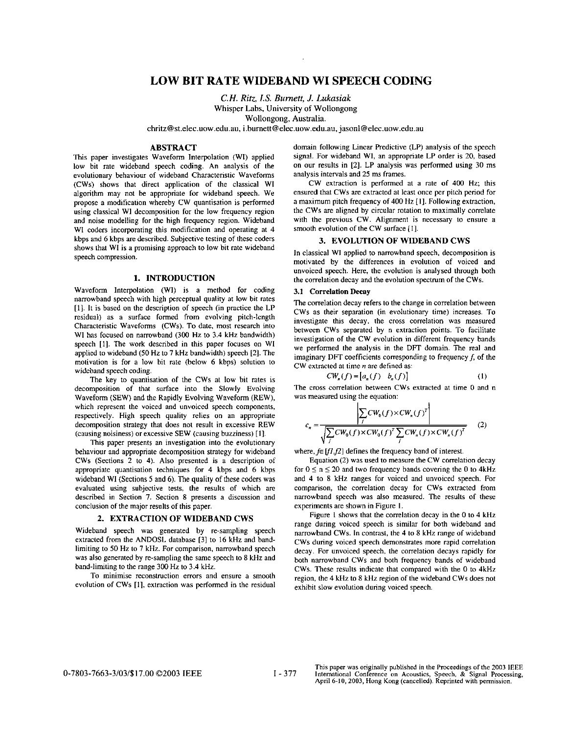# LOW BIT RATE WIDEBAND WI SPEECH CODING

*C.H. Ritz, I.S. Burnett, J. Lukasiak*
Whisper Labs, University of Wollongong
Wollongong, Australia.
chritz@st.elec.uow.edu.au, i.burnett@elec.uow.edu.au, jasonl@elec.uow.edu.au

## ABSTRACT

This paper investigates Waveform Interpolation (WI) applied low bit rate wideband speech coding. An analysis of the evolutionary behaviour of wideband Characteristic Waveforms (CWs) shows that direct application of the classical WI algorithm may not be appropriate for wideband speech. We propose a modification whereby CW quantisation is performed using classical WI decomposition for the low frequency region and noise modelling for the high frequency region. Wideband WI coders incorporating this modification and operating at 4 kbps and 6 kbps are described. Subjective testing of these coders shows that WI is a promising approach to low bit rate wideband speech compression.

## 1. INTRODUCTION

Waveform Interpolation (WI) is a method for coding narrowband speech with high perceptual quality at low bit rates [1]. It is based on the description of speech (in practice the LP residual) as a surface formed from evolving pitch-length Characteristic Waveforms (CWs). To date, most research into WI has focused on narrowband (300 Hz to 3.4 kHz bandwidth) speech [1]. The work described in this paper focuses on WI applied to wideband (50 Hz to 7 kHz bandwidth) speech [2]. The motivation is for a low bit rate (below 6 kbps) solution to wideband speech coding.

The key to quantisation of the CWs at low bit rates is decomposition of that surface into the Slowly Evolving Waveform (SEW) and the Rapidly Evolving Waveform (REW), which represent the voiced and unvoiced speech components, respectively. High speech quality relies on an appropriate decomposition strategy that does not result in excessive REW (causing noisiness) or excessive SEW (causing buzziness) [1].

This paper presents an investigation into the evolutionary behaviour and appropriate decomposition strategy for wideband CWs (Sections 2 to 4). Also presented is a description of appropriate quantisation techniques for 4 kbps and 6 kbps wideband WI (Sections 5 and 6). The quality of these coders was evaluated using subjective tests, the results of which are described in Section 7. Section 8 presents a discussion and conclusion of the major results of this paper.

## 2. EXTRACTION OF WIDEBAND CWS

Wideband speech was generated by re-sampling speech extracted from the ANDOSL database [3] to 16 kHz and band-limiting to 50 Hz to 7 kHz. For comparison, narrowband speech was also generated by re-sampling the same speech to 8 kHz and band-limiting to the range 300 Hz to 3.4 kHz.

To minimise reconstruction errors and ensure a smooth evolution of CWs [1], extraction was performed in the residual domain following Linear Predictive (LP) analysis of the speech signal. For wideband WI, an appropriate LP order is 20, based on our results in [2]. LP analysis was performed using 30 ms analysis intervals and 25 ms frames.

CW extraction is performed at a rate of 400 Hz; this ensured that CWs are extracted at least once per pitch period for a maximum pitch frequency of 400 Hz [1]. Following extraction, the CWs are aligned by circular rotation to maximally correlate with the previous CW. Alignment is necessary to ensure a smooth evolution of the CW surface [1].

## 3. EVOLUTION OF WIDEBAND CWS

In classical WI applied to narrowband speech, decomposition is motivated by the differences in evolution of voiced and unvoiced speech. Here, the evolution is analysed through both the correlation decay and the evolution spectrum of the CWs.

### 3.1 Correlation Decay

The correlation decay refers to the change in correlation between CWs as their separation (in evolutionary time) increases. To investigate this decay, the cross correlation was measured between CWs separated by n extraction points. To facilitate investigation of the CW evolution in different frequency bands we performed the analysis in the DFT domain. The real and imaginary DFT coefficients corresponding to frequency $f$, of the CW extracted at time $n$ are defined as:

$$CW_n(f) = \begin{bmatrix} a_n(f) & b_n(f) \end{bmatrix} \tag{1}$$

The cross correlation between CWs extracted at time 0 and n was measured using the equation:

$$c_n = \frac{\left| \sum_f CW_0(f) \times CW_n(f)^T \right|}{\sqrt{\sum_f CW_0(f) \times CW_0(f)^T \sum_f CW_n(f) \times CW_n(f)^T}} \tag{2}$$

where, $f \in [f1, f2]$ defines the frequency band of interest.

Equation (2) was used to measure the CW correlation decay for $0 \le n \le 20$ and two frequency bands covering the 0 to 4kHz and 4 to 8 kHz ranges for voiced and unvoiced speech. For comparison, the correlation decay for CWs extracted from narrowband speech was also measured. The results of these experiments are shown in Figure 1.

Figure 1 shows that the correlation decay in the 0 to 4 kHz range during voiced speech is similar for both wideband and narrowband CWs. In contrast, the 4 to 8 kHz range of wideband CWs during voiced speech demonstrates more rapid correlation decay. For unvoiced speech, the correlation decays rapidly for both narrowband CWs and both frequency bands of wideband CWs. These results indicate that compared with the 0 to 4kHz region, the 4 kHz to 8 kHz region of the wideband CWs does not exhibit slow evolution during voiced speech.

This paper was originally published in the Proceedings of the 2003 IEEE International Conference on Acoustics, Speech, & Signal Processing, April 6-10, 2003, Hong Kong (cancelled). Reprinted with permission.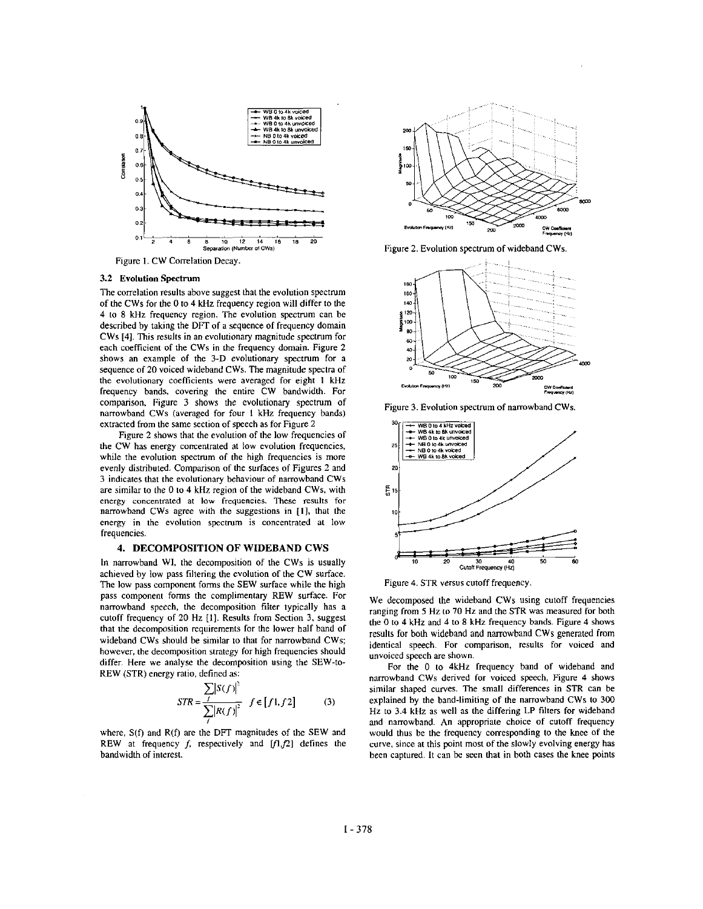Figure 1. CW Correlation Decay.

### 3.2 Evolution Spectrum

The correlation results above suggest that the evolution spectrum of the CWs for the 0 to 4 kHz frequency region will differ to the 4 to 8 kHz frequency region. The evolution spectrum can be described by taking the DFT of a sequence of frequency domain CWs [4]. This results in an evolutionary magnitude spectrum for each coefficient of the CWs in the frequency domain. Figure 2 shows an example of the 3-D evolutionary spectrum for a sequence of 20 voiced wideband CWs. The magnitude spectra of the evolutionary coefficients were averaged for eight 1 kHz frequency bands, covering the entire CW bandwidth. For comparison, Figure 3 shows the evolutionary spectrum of narrowband CWs (averaged for four 1 kHz frequency bands) extracted from the same section of speech as for Figure 2

Figure 2 shows that the evolution of the low frequencies of the CW has energy concentrated at low evolution frequencies, while the evolution spectrum of the high frequencies is more evenly distributed. Comparison of the surfaces of Figures 2 and 3 indicates that the evolutionary behaviour of narrowband CWs are similar to the 0 to 4 kHz region of the wideband CWs, with energy concentrated at low frequencies. These results for narrowband CWs agree with the suggestions in [1], that the energy in the evolution spectrum is concentrated at low frequencies.

## 4. DECOMPOSITION OF WIDEBAND CWS

In narrowband WI, the decomposition of the CWs is usually achieved by low pass filtering the evolution of the CW surface. The low pass component forms the SEW surface while the high pass component forms the complimentary REW surface. For narrowband speech, the decomposition filter typically has a cutoff frequency of 20 Hz [1]. Results from Section 3, suggest that the decomposition requirements for the lower half band of wideband CWs should be similar to that for narrowband CWs; however, the decomposition strategy for high frequencies should differ. Here we analyse the decomposition using the SEW-to-REW (STR) energy ratio, defined as:

$$STR = \frac{\sum_{f} |S(f)|^2}{\sum_{f} |R(f)|^2} \quad f \in [f1, f2] \qquad (3)$$

where, $S(f)$ and $R(f)$ are the DFT magnitudes of the SEW and REW at frequency $f$, respectively and $[f1, f2]$ defines the bandwidth of interest.

Figure 2. Evolution spectrum of wideband CWs.

Figure 3. Evolution spectrum of narrowband CWs.

Figure 4. STR versus cutoff frequency.

We decomposed the wideband CWs using cutoff frequencies ranging from 5 Hz to 70 Hz and the STR was measured for both the 0 to 4 kHz and 4 to 8 kHz frequency bands. Figure 4 shows results for both wideband and narrowband CWs generated from identical speech. For comparison, results for voiced and unvoiced speech are shown.

For the 0 to 4kHz frequency band of wideband and narrowband CWs derived for voiced speech, Figure 4 shows similar shaped curves. The small differences in STR can be explained by the band-limiting of the narrowband CWs to 300 Hz to 3.4 kHz as well as the differing LP filters for wideband and narrowband. An appropriate choice of cutoff frequency would thus be the frequency corresponding to the knee of the curve, since at this point most of the slowly evolving energy has been captured. It can be seen that in both cases the knee points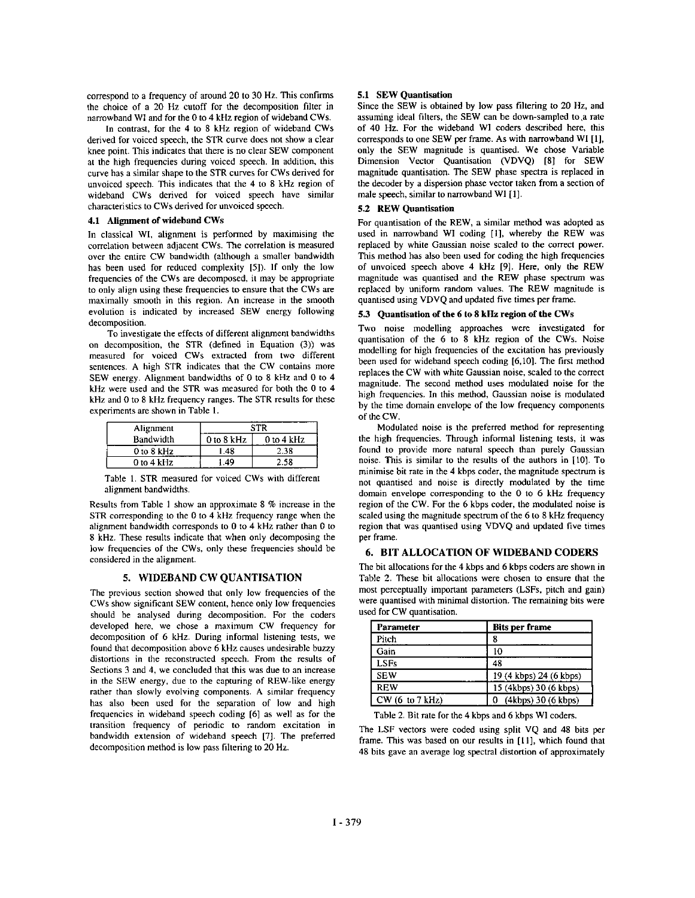correspond to a frequency of around 20 to 30 Hz. This confirms the choice of a 20 Hz cutoff for the decomposition filter in narrowband WI and for the 0 to 4 kHz region of wideband CWs.

In contrast, for the 4 to 8 kHz region of wideband CWs derived for voiced speech, the STR curve does not show a clear knee point. This indicates that there is no clear SEW component at the high frequencies during voiced speech. In addition, this curve has a similar shape to the STR curves for CWs derived for unvoiced speech. This indicates that the 4 to 8 kHz region of wideband CWs derived for voiced speech have similar characteristics to CWs derived for unvoiced speech.

### 4.1 Alignment of wideband CWs

In classical WI, alignment is performed by maximising the correlation between adjacent CWs. The correlation is measured over the entire CW bandwidth (although a smaller bandwidth has been used for reduced complexity [5]). If only the low frequencies of the CWs are decomposed, it may be appropriate to only align using these frequencies to ensure that the CWs are maximally smooth in this region. An increase in the smooth evolution is indicated by increased SEW energy following decomposition.

To investigate the effects of different alignment bandwidths on decomposition, the STR (defined in Equation (3)) was measured for voiced CWs extracted from two different sentences. A high STR indicates that the CW contains more SEW energy. Alignment bandwidths of 0 to 8 kHz and 0 to 4 kHz were used and the STR was measured for both the 0 to 4 kHz and 0 to 8 kHz frequency ranges. The STR results for these experiments are shown in Table 1.

| Alignment Bandwidth | STR | |
|---|---|---|
| | 0 to 8 kHz | 0 to 4 kHz |
| 0 to 8 kHz | 1.48 | 2.38 |
| 0 to 4 kHz | 1.49 | 2.58 |

Table 1. STR measured for voiced CWs with different alignment bandwidths.

Results from Table 1 show an approximate 8 % increase in the STR corresponding to the 0 to 4 kHz frequency range when the alignment bandwidth corresponds to 0 to 4 kHz rather than 0 to 8 kHz. These results indicate that when only decomposing the low frequencies of the CWs, only these frequencies should be considered in the alignment.

## 5. WIDEBAND CW QUANTISATION

The previous section showed that only low frequencies of the CWs show significant SEW content, hence only low frequencies should be analysed during decomposition. For the coders developed here, we chose a maximum CW frequency for decomposition of 6 kHz. During informal listening tests, we found that decomposition above 6 kHz causes undesirable buzzy distortions in the reconstructed speech. From the results of Sections 3 and 4, we concluded that this was due to an increase in the SEW energy, due to the capturing of REW-like energy rather than slowly evolving components. A similar frequency has also been used for the separation of low and high frequencies in wideband speech coding [6] as well as for the transition frequency of periodic to random excitation in bandwidth extension of wideband speech [7]. The preferred decomposition method is low pass filtering to 20 Hz.

### 5.1 SEW Quantisation

Since the SEW is obtained by low pass filtering to 20 Hz, and assuming ideal filters, the SEW can be down-sampled to a rate of 40 Hz. For the wideband WI coders described here, this corresponds to one SEW per frame. As with narrowband WI [1], only the SEW magnitude is quantised. We chose Variable Dimension Vector Quantisation (VDVQ) [8] for SEW magnitude quantisation. The SEW phase spectra is replaced in the decoder by a dispersion phase vector taken from a section of male speech, similar to narrowband WI [1].

### 5.2 REW Quantisation

For quantisation of the REW, a similar method was adopted as used in narrowband WI coding [1], whereby the REW was replaced by white Gaussian noise scaled to the correct power. This method has also been used for coding the high frequencies of unvoiced speech above 4 kHz [9]. Here, only the REW magnitude was quantised and the REW phase spectrum was replaced by uniform random values. The REW magnitude is quantised using VDVQ and updated five times per frame.

### 5.3 Quantisation of the 6 to 8 kHz region of the CWs

Two noise modelling approaches were investigated for quantisation of the 6 to 8 kHz region of the CWs. Noise modelling for high frequencies of the excitation has previously been used for wideband speech coding [6,10]. The first method replaces the CW with white Gaussian noise, scaled to the correct magnitude. The second method uses modulated noise for the high frequencies. In this method, Gaussian noise is modulated by the time domain envelope of the low frequency components of the CW.

Modulated noise is the preferred method for representing the high frequencies. Through informal listening tests, it was found to provide more natural speech than purely Gaussian noise. This is similar to the results of the authors in [10]. To minimise bit rate in the 4 kbps coder, the magnitude spectrum is not quantised and noise is directly modulated by the time domain envelope corresponding to the 0 to 6 kHz frequency region of the CW. For the 6 kbps coder, the modulated noise is scaled using the magnitude spectrum of the 6 to 8 kHz frequency region that was quantised using VDVQ and updated five times per frame.

## 6. BIT ALLOCATION OF WIDEBAND CODERS

The bit allocations for the 4 kbps and 6 kbps coders are shown in Table 2. These bit allocations were chosen to ensure that the most perceptually important parameters (LSFs, pitch and gain) were quantised with minimal distortion. The remaining bits were used for CW quantisation.

| Parameter | Bits per frame |
|---|---|
| Pitch | 8 |
| Gain | 10 |
| LSFs | 48 |
| SEW | 19 (4 kbps) 24 (6 kbps) |
| REW | 15 (4kbps) 30 (6 kbps) |
| CW (6 to 7 kHz) | 0 (4kbps) 30 (6 kbps) |

Table 2. Bit rate for the 4 kbps and 6 kbps WI coders.

The LSF vectors were coded using split VQ and 48 bits per frame. This was based on our results in [11], which found that 48 bits gave an average log spectral distortion of approximately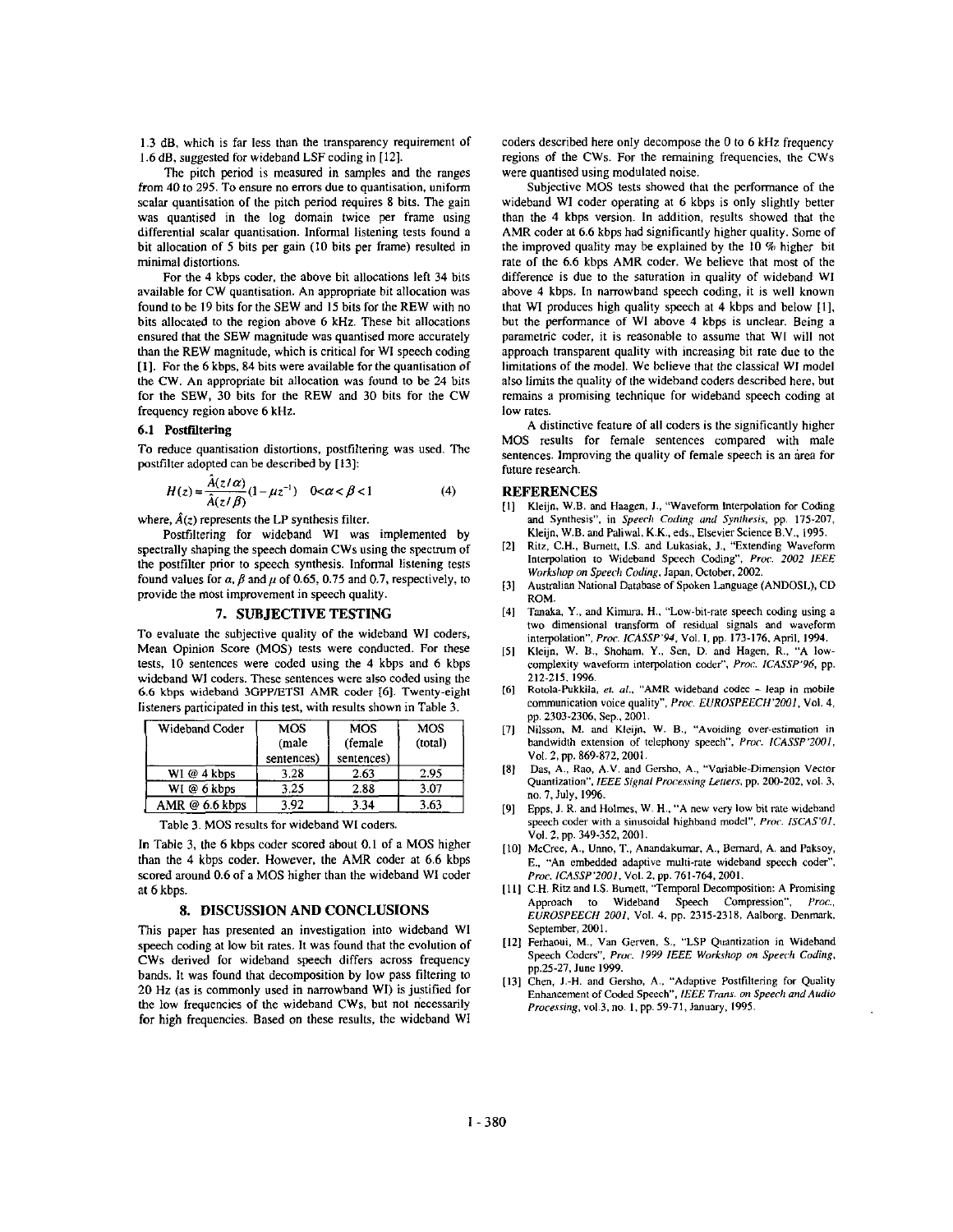1.3 dB, which is far less than the transparency requirement of 1.6 dB, suggested for wideband LSF coding in [12].

The pitch period is measured in samples and the ranges from 40 to 295. To ensure no errors due to quantisation, uniform scalar quantisation of the pitch period requires 8 bits. The gain was quantised in the log domain twice per frame using differential scalar quantisation. Informal listening tests found a bit allocation of 5 bits per gain (10 bits per frame) resulted in minimal distortions.

For the 4 kbps coder, the above bit allocations left 34 bits available for CW quantisation. An appropriate bit allocation was found to be 19 bits for the SEW and 15 bits for the REW with no bits allocated to the region above 6 kHz. These bit allocations ensured that the SEW magnitude was quantised more accurately than the REW magnitude, which is critical for WI speech coding [1]. For the 6 kbps, 84 bits were available for the quantisation of the CW. An appropriate bit allocation was found to be 24 bits for the SEW, 30 bits for the REW and 30 bits for the CW frequency region above 6 kHz.

### 6.1 Postfiltering

To reduce quantisation distortions, postfiltering was used. The postfilter adopted can be described by [13]:

$$H(z) = \frac{\hat{A}(z/\alpha)}{\hat{A}(z/\beta)}(1 - \mu z^{-1}) \quad 0<\alpha<\beta<1 \tag{4}$$

where, $\hat{A}(z)$ represents the LP synthesis filter.

Postfiltering for wideband WI was implemented by spectrally shaping the speech domain CWs using the spectrum of the postfilter prior to speech synthesis. Informal listening tests found values for $\alpha$, $\beta$ and $\mu$ of 0.65, 0.75 and 0.7, respectively, to provide the most improvement in speech quality.

## 7. SUBJECTIVE TESTING

To evaluate the subjective quality of the wideband WI coders, Mean Opinion Score (MOS) tests were conducted. For these tests, 10 sentences were coded using the 4 kbps and 6 kbps wideband WI coders. These sentences were also coded using the 6.6 kbps wideband 3GPP/ETSI AMR coder [6]. Twenty-eight listeners participated in this test, with results shown in Table 3.

| Wideband Coder | MOS (male sentences) | MOS (female sentences) | MOS (total) |
|---|---|---|---|
| WI @ 4 kbps | 3.28 | 2.63 | 2.95 |
| WI @ 6 kbps | 3.25 | 2.88 | 3.07 |
| AMR @ 6.6 kbps | 3.92 | 3.34 | 3.63 |

Table 3. MOS results for wideband WI coders.

In Table 3, the 6 kbps coder scored about 0.1 of a MOS higher than the 4 kbps coder. However, the AMR coder at 6.6 kbps scored around 0.6 of a MOS higher than the wideband WI coder at 6 kbps.

## 8. DISCUSSION AND CONCLUSIONS

This paper has presented an investigation into wideband WI speech coding at low bit rates. It was found that the evolution of CWs derived for wideband speech differs across frequency bands. It was found that decomposition by low pass filtering to 20 Hz (as is commonly used in narrowband WI) is justified for the low frequencies of the wideband CWs, but not necessarily for high frequencies. Based on these results, the wideband WI coders described here only decompose the 0 to 6 kHz frequency regions of the CWs. For the remaining frequencies, the CWs were quantised using modulated noise.

Subjective MOS tests showed that the performance of the wideband WI coder operating at 6 kbps is only slightly better than the 4 kbps version. In addition, results showed that the AMR coder at 6.6 kbps had significantly higher quality. Some of the improved quality may be explained by the 10 % higher bit rate of the 6.6 kbps AMR coder. We believe that most of the difference is due to the saturation in quality of wideband WI above 4 kbps. In narrowband speech coding, it is well known that WI produces high quality speech at 4 kbps and below [1], but the performance of WI above 4 kbps is unclear. Being a parametric coder, it is reasonable to assume that WI will not approach transparent quality with increasing bit rate due to the limitations of the model. We believe that the classical WI model also limits the quality of the wideband coders described here, but remains a promising technique for wideband speech coding at low rates.

A distinctive feature of all coders is the significantly higher MOS results for female sentences compared with male sentences. Improving the quality of female speech is an area for future research.

## REFERENCES

[1] Kleijn, W.B. and Haagen, J., "Waveform Interpolation for Coding and Synthesis", in *Speech Coding and Synthesis*, pp. 175-207, Kleijn, W.B. and Paliwal, K.K., eds., Elsevier Science B.V., 1995.

[2] Ritz, C.H., Burnett, I.S. and Lukasiak, J., "Extending Waveform Interpolation to Wideband Speech Coding", *Proc. 2002 IEEE Workshop on Speech Coding*, Japan, October, 2002.

[3] Australian National Database of Spoken Language (ANDOSL), CD ROM.

[4] Tanaka, Y., and Kimura, H., "Low-bit-rate speech coding using a two dimensional transform of residual signals and waveform interpolation", *Proc. ICASSP'94*, Vol. I, pp. 173-176, April, 1994.

[5] Kleijn, W. B., Shoham, Y., Sen, D. and Hagen, R., "A low-complexity waveform interpolation coder", *Proc. ICASSP'96*, pp. 212-215, 1996.

[6] Rotola-Pukkila, *et. al.*, "AMR wideband codec – leap in mobile communication voice quality", *Proc. EUROSPEECH'2001*, Vol. 4, pp. 2303-2306, Sep., 2001.

[7] Nilsson, M. and Kleijn, W. B., "Avoiding over-estimation in bandwidth extension of telephony speech", *Proc. ICASSP'2001*, Vol. 2, pp. 869-872, 2001.

[8] Das, A., Rao, A.V. and Gersho, A., "Variable-Dimension Vector Quantization", *IEEE Signal Processing Letters*, pp. 200-202, vol. 3, no. 7, July, 1996.

[9] Epps, J. R. and Holmes, W. H., "A new very low bit rate wideband speech coder with a sinusoidal highband model", *Proc. ISCAS'01*, Vol. 2, pp. 349-352, 2001.

[10] McCree, A., Unno, T., Anandakumar, A., Bernard, A. and Paksoy, E., "An embedded adaptive multi-rate wideband speech coder", *Proc. ICASSP'2001*, Vol. 2, pp. 761-764, 2001.

[11] C.H. Ritz and I.S. Burnett, "Temporal Decomposition: A Promising Approach to Wideband Speech Compression", *Proc., EUROSPEECH 2001*, Vol. 4, pp. 2315-2318, Aalborg, Denmark, September, 2001.

[12] Ferhaoui, M., Van Gerven, S., "LSP Quantization in Wideband Speech Coders", *Proc. 1999 IEEE Workshop on Speech Coding*, pp.25-27, June 1999.

[13] Chen, J.-H. and Gersho, A., "Adaptive Postfiltering for Quality Enhancement of Coded Speech", *IEEE Trans. on Speech and Audio Processing*, vol.3, no. 1, pp. 59-71, January, 1995.